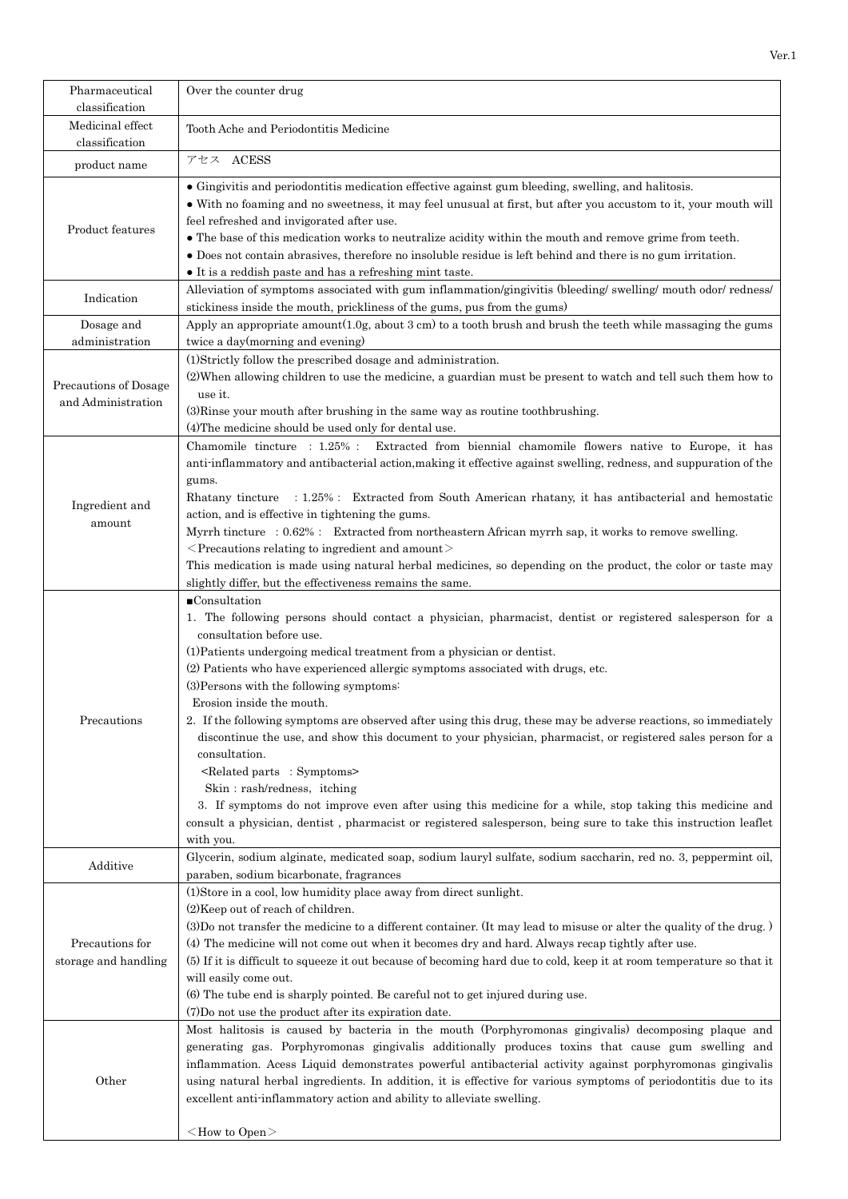Ver.1

| | |
|---|---|
| Pharmaceutical classification | Over the counter drug |
| Medicinal effect classification | Tooth Ache and Periodontitis Medicine |
| product name | アセス　ACESS |
| Product features | ● Gingivitis and periodontitis medication effective against gum bleeding, swelling, and halitosis.<br>● With no foaming and no sweetness, it may feel unusual at first, but after you accustom to it, your mouth will feel refreshed and invigorated after use.<br>● The base of this medication works to neutralize acidity within the mouth and remove grime from teeth.<br>● Does not contain abrasives, therefore no insoluble residue is left behind and there is no gum irritation.<br>● It is a reddish paste and has a refreshing mint taste. |
| Indication | Alleviation of symptoms associated with gum inflammation/gingivitis (bleeding/ swelling/ mouth odor/ redness/ stickiness inside the mouth, prickliness of the gums, pus from the gums) |
| Dosage and administration | Apply an appropriate amount(1.0g, about 3 cm) to a tooth brush and brush the teeth while massaging the gums twice a day(morning and evening) |
| Precautions of Dosage and Administration | (1)Strictly follow the prescribed dosage and administration.<br>(2)When allowing children to use the medicine, a guardian must be present to watch and tell such them how to use it.<br>(3)Rinse your mouth after brushing in the same way as routine toothbrushing.<br>(4)The medicine should be used only for dental use. |
| Ingredient and amount | Chamomile tincture　: 1.25% :　Extracted from biennial chamomile flowers native to Europe, it has anti-inflammatory and antibacterial action,making it effective against swelling, redness, and suppuration of the gums.<br>Rhatany tincture　: 1.25% :　Extracted from South American rhatany, it has antibacterial and hemostatic action, and is effective in tightening the gums.<br>Myrrh tincture　: 0.62% :　Extracted from northeastern African myrrh sap, it works to remove swelling.<br>＜Precautions relating to ingredient and amount＞<br>This medication is made using natural herbal medicines, so depending on the product, the color or taste may slightly differ, but the effectiveness remains the same. |
| Precautions | ■Consultation<br>1. The following persons should contact a physician, pharmacist, dentist or registered salesperson for a consultation before use.<br>(1)Patients undergoing medical treatment from a physician or dentist.<br>(2) Patients who have experienced allergic symptoms associated with drugs, etc.<br>(3)Persons with the following symptoms:<br>Erosion inside the mouth.<br>2. If the following symptoms are observed after using this drug, these may be adverse reactions, so immediately discontinue the use, and show this document to your physician, pharmacist, or registered sales person for a consultation.<br><Related parts　: Symptoms><br>Skin : rash/redness,　itching<br>3. If symptoms do not improve even after using this medicine for a while, stop taking this medicine and consult a physician, dentist , pharmacist or registered salesperson, being sure to take this instruction leaflet with you. |
| Additive | Glycerin, sodium alginate, medicated soap, sodium lauryl sulfate, sodium saccharin, red no. 3, peppermint oil, paraben, sodium bicarbonate, fragrances |
| Precautions for storage and handling | (1)Store in a cool, low humidity place away from direct sunlight.<br>(2)Keep out of reach of children.<br>(3)Do not transfer the medicine to a different container. (It may lead to misuse or alter the quality of the drug. )<br>(4) The medicine will not come out when it becomes dry and hard. Always recap tightly after use.<br>(5) If it is difficult to squeeze it out because of becoming hard due to cold, keep it at room temperature so that it will easily come out.<br>(6) The tube end is sharply pointed. Be careful not to get injured during use.<br>(7)Do not use the product after its expiration date. |
| Other | Most halitosis is caused by bacteria in the mouth (Porphyromonas gingivalis) decomposing plaque and generating gas. Porphyromonas gingivalis additionally produces toxins that cause gum swelling and inflammation. Acess Liquid demonstrates powerful antibacterial activity against porphyromonas gingivalis using natural herbal ingredients. In addition, it is effective for various symptoms of periodontitis due to its excellent anti-inflammatory action and ability to alleviate swelling.<br><br>＜How to Open＞ |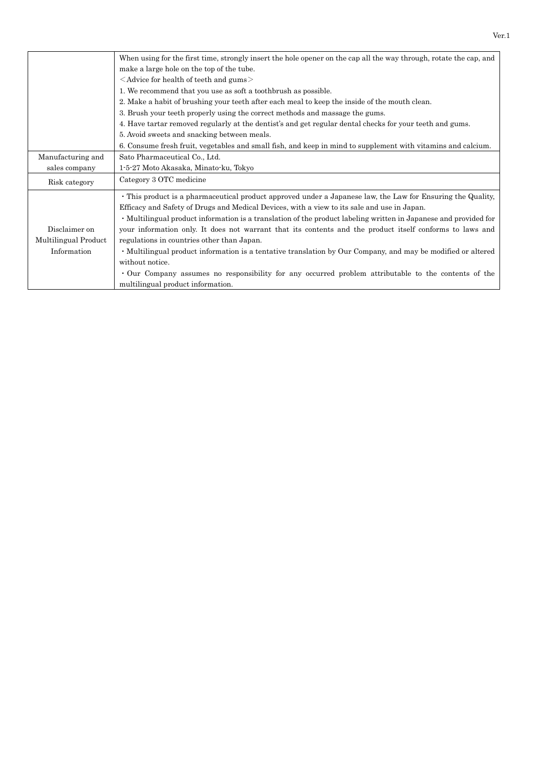| | |
|---|---|
| | When using for the first time, strongly insert the hole opener on the cap all the way through, rotate the cap, and make a large hole on the top of the tube.<br>＜Advice for health of teeth and gums＞<br>1. We recommend that you use as soft a toothbrush as possible.<br>2. Make a habit of brushing your teeth after each meal to keep the inside of the mouth clean.<br>3. Brush your teeth properly using the correct methods and massage the gums.<br>4. Have tartar removed regularly at the dentist's and get regular dental checks for your teeth and gums.<br>5. Avoid sweets and snacking between meals.<br>6. Consume fresh fruit, vegetables and small fish, and keep in mind to supplement with vitamins and calcium. |
| Manufacturing and sales company | Sato Pharmaceutical Co., Ltd.<br>1-5-27 Moto Akasaka, Minato-ku, Tokyo |
| Risk category | Category 3 OTC medicine |
| Disclaimer on Multilingual Product Information | ・This product is a pharmaceutical product approved under a Japanese law, the Law for Ensuring the Quality, Efficacy and Safety of Drugs and Medical Devices, with a view to its sale and use in Japan.<br>・Multilingual product information is a translation of the product labeling written in Japanese and provided for your information only. It does not warrant that its contents and the product itself conforms to laws and regulations in countries other than Japan.<br>・Multilingual product information is a tentative translation by Our Company, and may be modified or altered without notice.<br>・Our Company assumes no responsibility for any occurred problem attributable to the contents of the multilingual product information. |